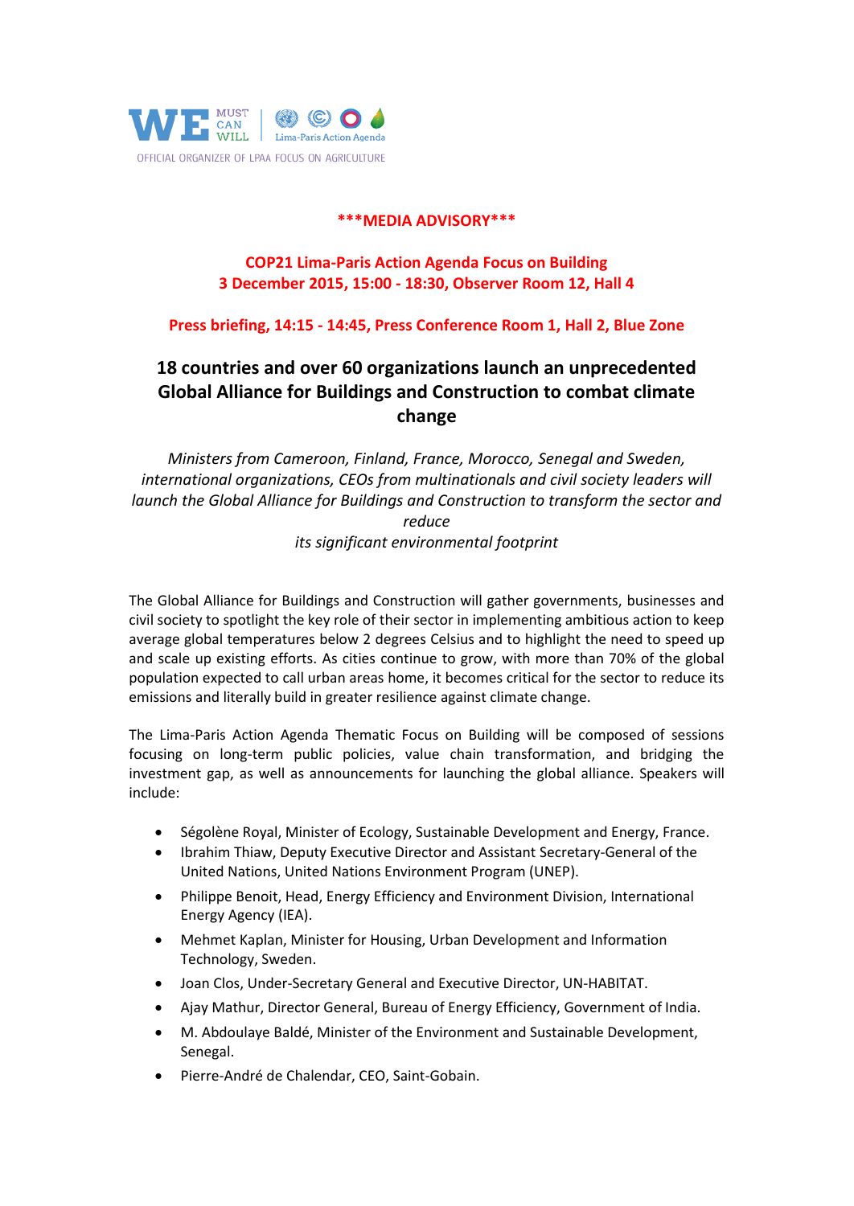WE MUST CAN WILL | Lima-Paris Action Agenda

OFFICIAL ORGANIZER OF LPAA FOCUS ON AGRICULTURE

**\*\*\*MEDIA ADVISORY\*\*\***

**COP21 Lima-Paris Action Agenda Focus on Building**
**3 December 2015, 15:00 - 18:30, Observer Room 12, Hall 4**

**Press briefing, 14:15 - 14:45, Press Conference Room 1, Hall 2, Blue Zone**

# 18 countries and over 60 organizations launch an unprecedented Global Alliance for Buildings and Construction to combat climate change

*Ministers from Cameroon, Finland, France, Morocco, Senegal and Sweden, international organizations, CEOs from multinationals and civil society leaders will launch the Global Alliance for Buildings and Construction to transform the sector and reduce its significant environmental footprint*

The Global Alliance for Buildings and Construction will gather governments, businesses and civil society to spotlight the key role of their sector in implementing ambitious action to keep average global temperatures below 2 degrees Celsius and to highlight the need to speed up and scale up existing efforts. As cities continue to grow, with more than 70% of the global population expected to call urban areas home, it becomes critical for the sector to reduce its emissions and literally build in greater resilience against climate change.

The Lima-Paris Action Agenda Thematic Focus on Building will be composed of sessions focusing on long-term public policies, value chain transformation, and bridging the investment gap, as well as announcements for launching the global alliance. Speakers will include:

- Ségolène Royal, Minister of Ecology, Sustainable Development and Energy, France.
- Ibrahim Thiaw, Deputy Executive Director and Assistant Secretary-General of the United Nations, United Nations Environment Program (UNEP).
- Philippe Benoit, Head, Energy Efficiency and Environment Division, International Energy Agency (IEA).
- Mehmet Kaplan, Minister for Housing, Urban Development and Information Technology, Sweden.
- Joan Clos, Under-Secretary General and Executive Director, UN-HABITAT.
- Ajay Mathur, Director General, Bureau of Energy Efficiency, Government of India.
- M. Abdoulaye Baldé, Minister of the Environment and Sustainable Development, Senegal.
- Pierre-André de Chalendar, CEO, Saint-Gobain.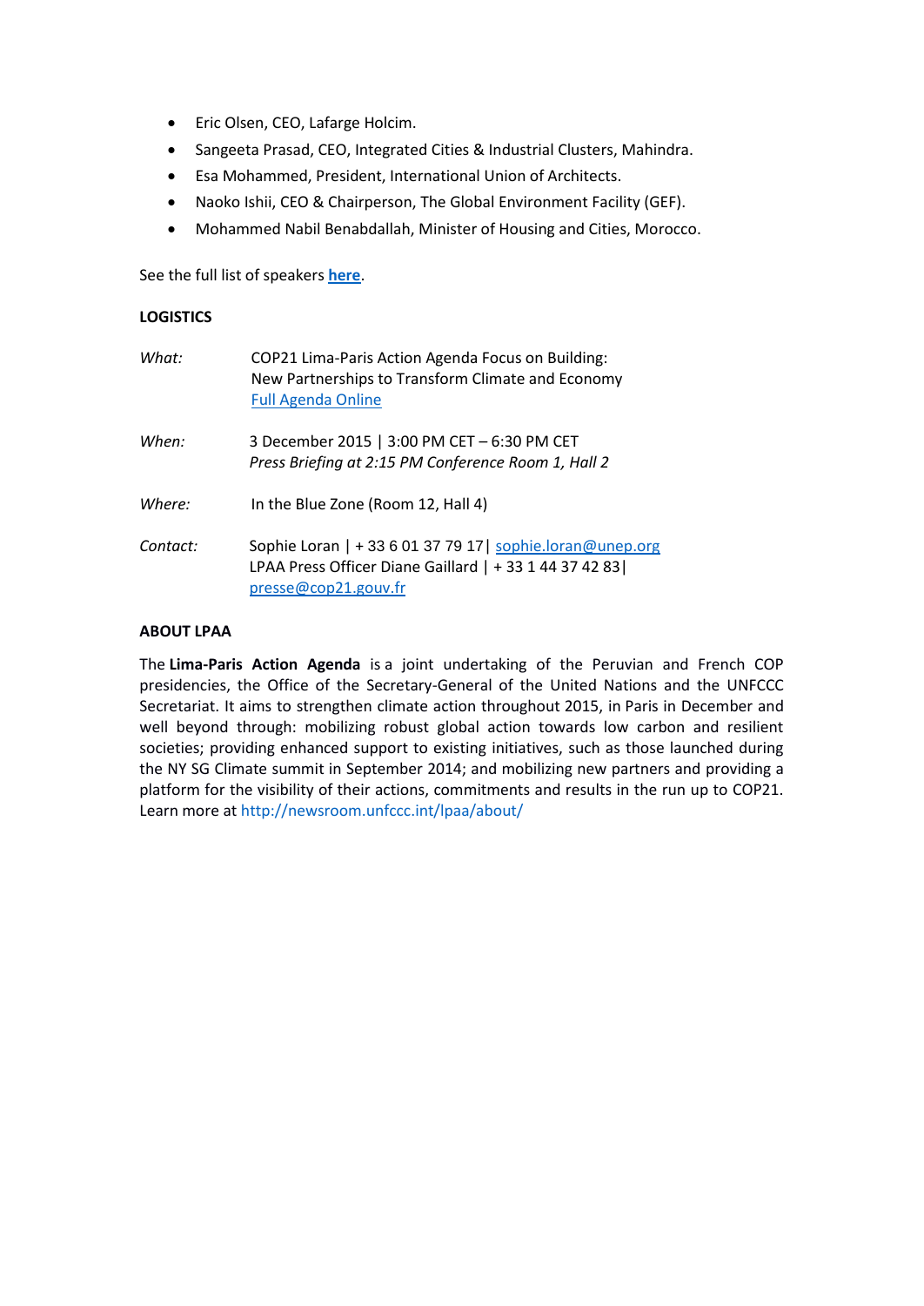- Eric Olsen, CEO, Lafarge Holcim.
- Sangeeta Prasad, CEO, Integrated Cities & Industrial Clusters, Mahindra.
- Esa Mohammed, President, International Union of Architects.
- Naoko Ishii, CEO & Chairperson, The Global Environment Facility (GEF).
- Mohammed Nabil Benabdallah, Minister of Housing and Cities, Morocco.

See the full list of speakers **here**.

**LOGISTICS**

| | |
|---|---|
| *What:* | COP21 Lima-Paris Action Agenda Focus on Building: New Partnerships to Transform Climate and Economy<br>Full Agenda Online |
| *When:* | 3 December 2015 \| 3:00 PM CET – 6:30 PM CET<br>*Press Briefing at 2:15 PM Conference Room 1, Hall 2* |
| *Where:* | In the Blue Zone (Room 12, Hall 4) |
| *Contact:* | Sophie Loran \| + 33 6 01 37 79 17\| sophie.loran@unep.org<br>LPAA Press Officer Diane Gaillard \| + 33 1 44 37 42 83\|<br>presse@cop21.gouv.fr |

**ABOUT LPAA**

The **Lima-Paris Action Agenda** is a joint undertaking of the Peruvian and French COP presidencies, the Office of the Secretary-General of the United Nations and the UNFCCC Secretariat. It aims to strengthen climate action throughout 2015, in Paris in December and well beyond through: mobilizing robust global action towards low carbon and resilient societies; providing enhanced support to existing initiatives, such as those launched during the NY SG Climate summit in September 2014; and mobilizing new partners and providing a platform for the visibility of their actions, commitments and results in the run up to COP21. Learn more at http://newsroom.unfccc.int/lpaa/about/